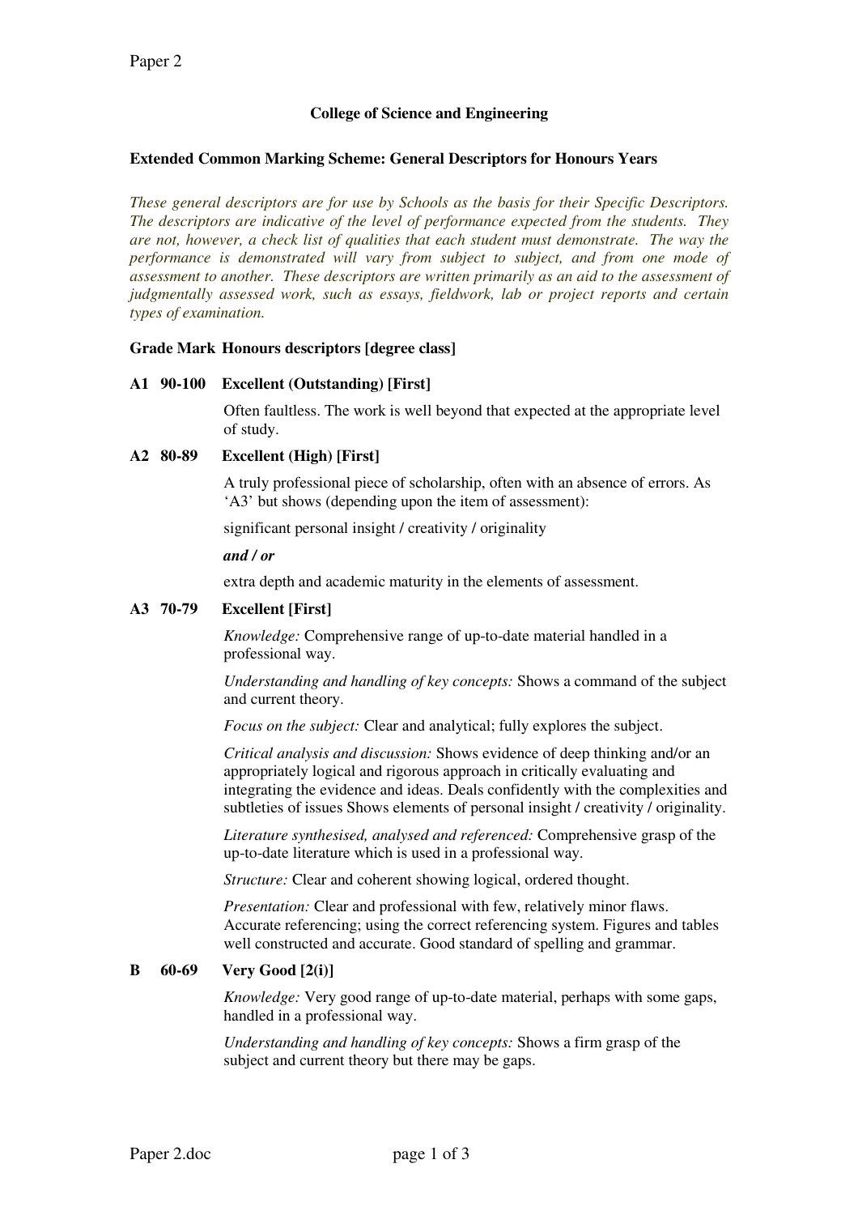Paper 2

**College of Science and Engineering**

**Extended Common Marking Scheme: General Descriptors for Honours Years**

*These general descriptors are for use by Schools as the basis for their Specific Descriptors. The descriptors are indicative of the level of performance expected from the students. They are not, however, a check list of qualities that each student must demonstrate. The way the performance is demonstrated will vary from subject to subject, and from one mode of assessment to another. These descriptors are written primarily as an aid to the assessment of judgmentally assessed work, such as essays, fieldwork, lab or project reports and certain types of examination.*

**Grade Mark Honours descriptors [degree class]**

**A1 90-100 Excellent (Outstanding) [First]**

Often faultless. The work is well beyond that expected at the appropriate level of study.

**A2 80-89 Excellent (High) [First]**

A truly professional piece of scholarship, often with an absence of errors. As 'A3' but shows (depending upon the item of assessment):

significant personal insight / creativity / originality

***and / or***

extra depth and academic maturity in the elements of assessment.

**A3 70-79 Excellent [First]**

*Knowledge:* Comprehensive range of up-to-date material handled in a professional way.

*Understanding and handling of key concepts:* Shows a command of the subject and current theory.

*Focus on the subject:* Clear and analytical; fully explores the subject.

*Critical analysis and discussion:* Shows evidence of deep thinking and/or an appropriately logical and rigorous approach in critically evaluating and integrating the evidence and ideas. Deals confidently with the complexities and subtleties of issues Shows elements of personal insight / creativity / originality.

*Literature synthesised, analysed and referenced:* Comprehensive grasp of the up-to-date literature which is used in a professional way.

*Structure:* Clear and coherent showing logical, ordered thought.

*Presentation:* Clear and professional with few, relatively minor flaws. Accurate referencing; using the correct referencing system. Figures and tables well constructed and accurate. Good standard of spelling and grammar.

**B 60-69 Very Good [2(i)]**

*Knowledge:* Very good range of up-to-date material, perhaps with some gaps, handled in a professional way.

*Understanding and handling of key concepts:* Shows a firm grasp of the subject and current theory but there may be gaps.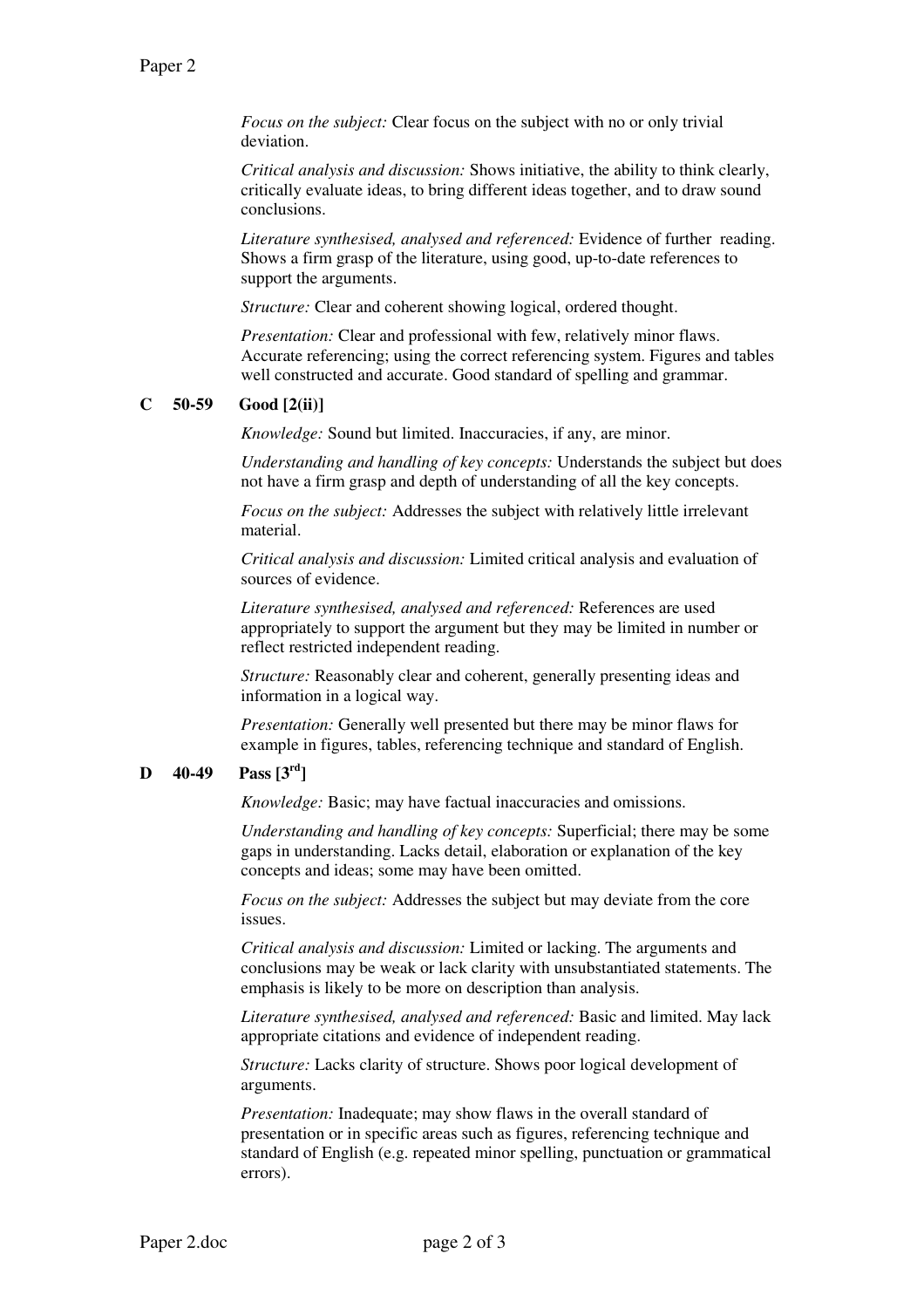*Focus on the subject:* Clear focus on the subject with no or only trivial deviation.

*Critical analysis and discussion:* Shows initiative, the ability to think clearly, critically evaluate ideas, to bring different ideas together, and to draw sound conclusions.

*Literature synthesised, analysed and referenced:* Evidence of further reading. Shows a firm grasp of the literature, using good, up-to-date references to support the arguments.

*Structure:* Clear and coherent showing logical, ordered thought.

*Presentation:* Clear and professional with few, relatively minor flaws. Accurate referencing; using the correct referencing system. Figures and tables well constructed and accurate. Good standard of spelling and grammar.

**C 50-59 Good [2(ii)]**

*Knowledge:* Sound but limited. Inaccuracies, if any, are minor.

*Understanding and handling of key concepts:* Understands the subject but does not have a firm grasp and depth of understanding of all the key concepts.

*Focus on the subject:* Addresses the subject with relatively little irrelevant material.

*Critical analysis and discussion:* Limited critical analysis and evaluation of sources of evidence.

*Literature synthesised, analysed and referenced:* References are used appropriately to support the argument but they may be limited in number or reflect restricted independent reading.

*Structure:* Reasonably clear and coherent, generally presenting ideas and information in a logical way.

*Presentation:* Generally well presented but there may be minor flaws for example in figures, tables, referencing technique and standard of English.

**D 40-49 Pass [3rd]**

*Knowledge:* Basic; may have factual inaccuracies and omissions.

*Understanding and handling of key concepts:* Superficial; there may be some gaps in understanding. Lacks detail, elaboration or explanation of the key concepts and ideas; some may have been omitted.

*Focus on the subject:* Addresses the subject but may deviate from the core issues.

*Critical analysis and discussion:* Limited or lacking. The arguments and conclusions may be weak or lack clarity with unsubstantiated statements. The emphasis is likely to be more on description than analysis.

*Literature synthesised, analysed and referenced:* Basic and limited. May lack appropriate citations and evidence of independent reading.

*Structure:* Lacks clarity of structure. Shows poor logical development of arguments.

*Presentation:* Inadequate; may show flaws in the overall standard of presentation or in specific areas such as figures, referencing technique and standard of English (e.g. repeated minor spelling, punctuation or grammatical errors).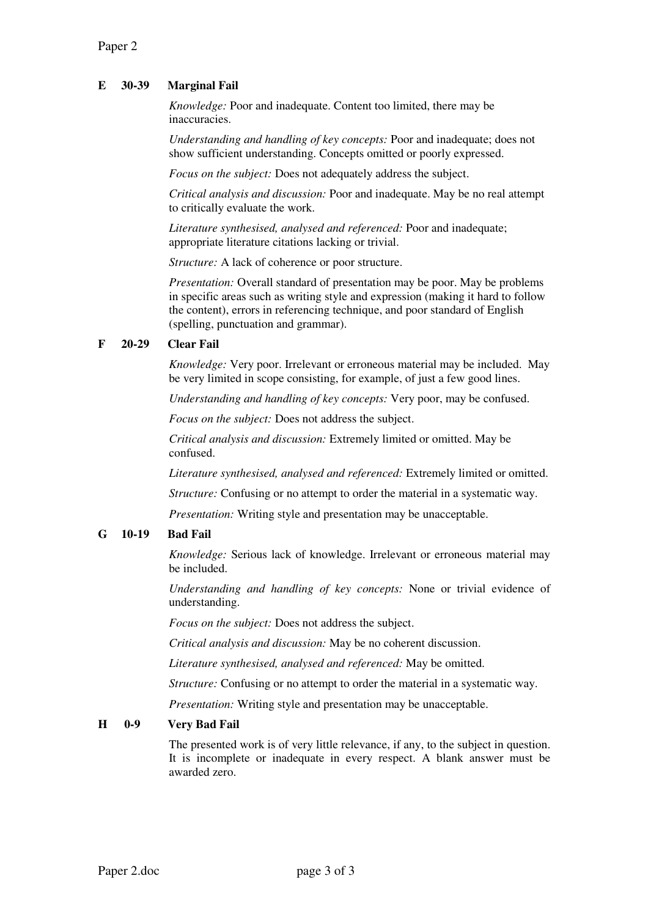**E 30-39 Marginal Fail**

*Knowledge:* Poor and inadequate. Content too limited, there may be inaccuracies.

*Understanding and handling of key concepts:* Poor and inadequate; does not show sufficient understanding. Concepts omitted or poorly expressed.

*Focus on the subject:* Does not adequately address the subject.

*Critical analysis and discussion:* Poor and inadequate. May be no real attempt to critically evaluate the work.

*Literature synthesised, analysed and referenced:* Poor and inadequate; appropriate literature citations lacking or trivial.

*Structure:* A lack of coherence or poor structure.

*Presentation:* Overall standard of presentation may be poor. May be problems in specific areas such as writing style and expression (making it hard to follow the content), errors in referencing technique, and poor standard of English (spelling, punctuation and grammar).

**F 20-29 Clear Fail**

*Knowledge:* Very poor. Irrelevant or erroneous material may be included. May be very limited in scope consisting, for example, of just a few good lines.

*Understanding and handling of key concepts:* Very poor, may be confused.

*Focus on the subject:* Does not address the subject.

*Critical analysis and discussion:* Extremely limited or omitted. May be confused.

*Literature synthesised, analysed and referenced:* Extremely limited or omitted.

*Structure:* Confusing or no attempt to order the material in a systematic way.

*Presentation:* Writing style and presentation may be unacceptable.

**G 10-19 Bad Fail**

*Knowledge:* Serious lack of knowledge. Irrelevant or erroneous material may be included.

*Understanding and handling of key concepts:* None or trivial evidence of understanding.

*Focus on the subject:* Does not address the subject.

*Critical analysis and discussion:* May be no coherent discussion.

*Literature synthesised, analysed and referenced:* May be omitted.

*Structure:* Confusing or no attempt to order the material in a systematic way.

*Presentation:* Writing style and presentation may be unacceptable.

**H 0-9 Very Bad Fail**

The presented work is of very little relevance, if any, to the subject in question. It is incomplete or inadequate in every respect. A blank answer must be awarded zero.